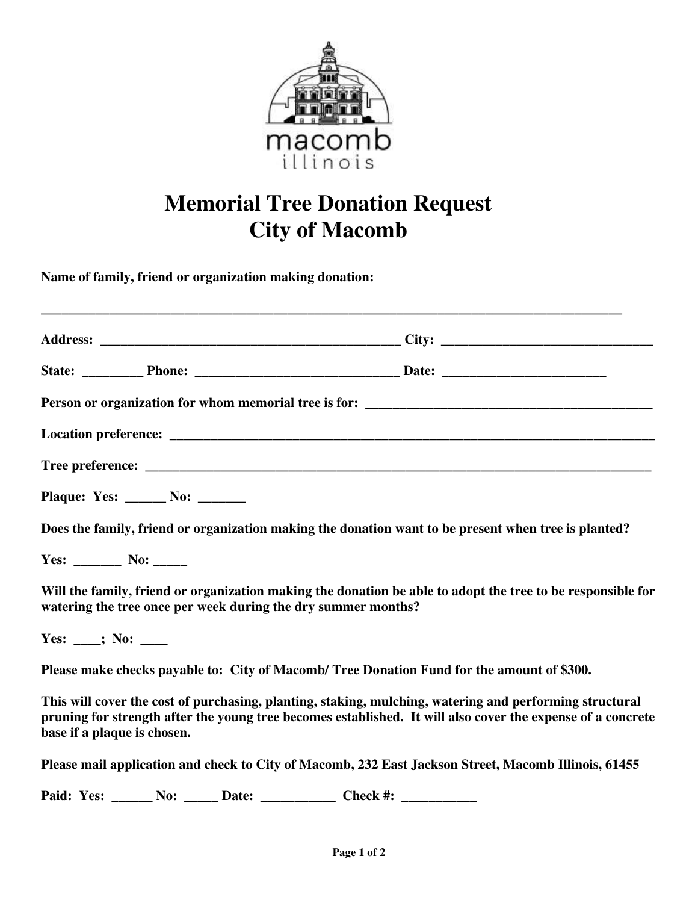macomb
illinois

# Memorial Tree Donation Request
# City of Macomb

**Name of family, friend or organization making donation:**

**_______________________________________________________________________________________**

**Address: _____________________________________________ City: _______________________________**

**State: _________ Phone: ______________________________ Date: ________________________**

**Person or organization for whom memorial tree is for: __________________________________________**

**Location preference: ___________________________________________________________________________**

**Tree preference: _______________________________________________________________________________**

**Plaque: Yes: ______ No: _______**

**Does the family, friend or organization making the donation want to be present when tree is planted?**

**Yes: _______ No: _____**

**Will the family, friend or organization making the donation be able to adopt the tree to be responsible for watering the tree once per week during the dry summer months?**

**Yes: ____; No: ____**

**Please make checks payable to: City of Macomb/ Tree Donation Fund for the amount of $300.**

**This will cover the cost of purchasing, planting, staking, mulching, watering and performing structural pruning for strength after the young tree becomes established. It will also cover the expense of a concrete base if a plaque is chosen.**

**Please mail application and check to City of Macomb, 232 East Jackson Street, Macomb Illinois, 61455**

**Paid: Yes: ______ No: _____ Date: ___________ Check #: ___________**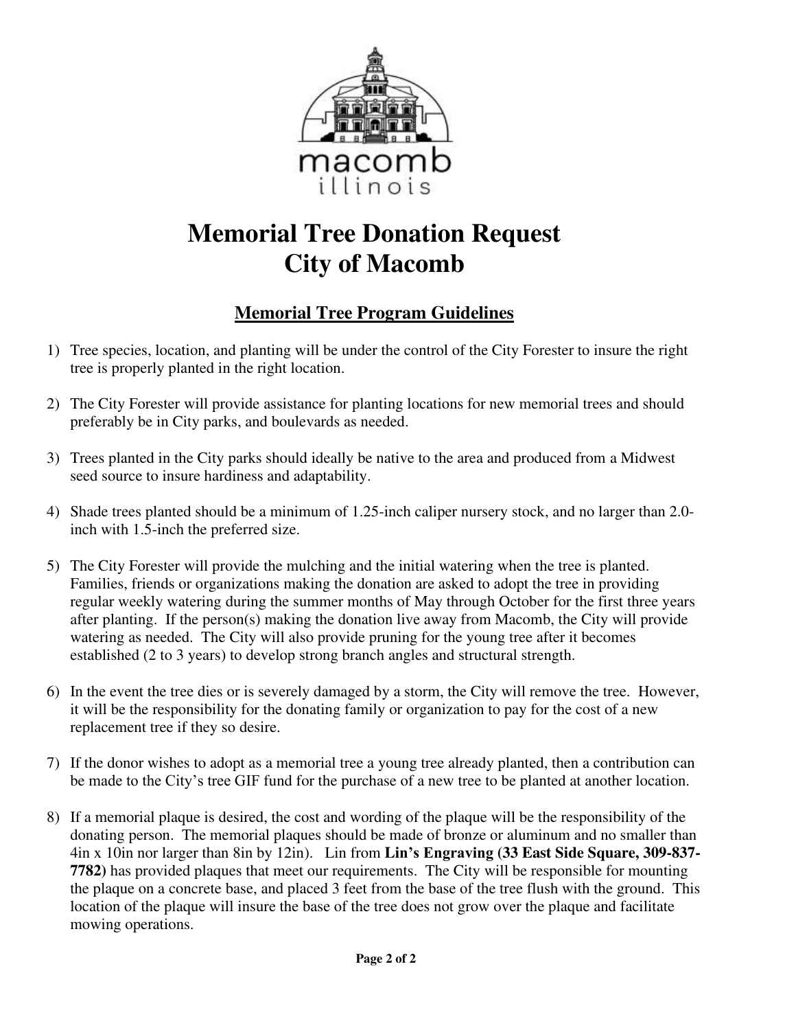# Memorial Tree Donation Request
# City of Macomb

## Memorial Tree Program Guidelines

1) Tree species, location, and planting will be under the control of the City Forester to insure the right tree is properly planted in the right location.

2) The City Forester will provide assistance for planting locations for new memorial trees and should preferably be in City parks, and boulevards as needed.

3) Trees planted in the City parks should ideally be native to the area and produced from a Midwest seed source to insure hardiness and adaptability.

4) Shade trees planted should be a minimum of 1.25-inch caliper nursery stock, and no larger than 2.0-inch with 1.5-inch the preferred size.

5) The City Forester will provide the mulching and the initial watering when the tree is planted. Families, friends or organizations making the donation are asked to adopt the tree in providing regular weekly watering during the summer months of May through October for the first three years after planting. If the person(s) making the donation live away from Macomb, the City will provide watering as needed. The City will also provide pruning for the young tree after it becomes established (2 to 3 years) to develop strong branch angles and structural strength.

6) In the event the tree dies or is severely damaged by a storm, the City will remove the tree. However, it will be the responsibility for the donating family or organization to pay for the cost of a new replacement tree if they so desire.

7) If the donor wishes to adopt as a memorial tree a young tree already planted, then a contribution can be made to the City's tree GIF fund for the purchase of a new tree to be planted at another location.

8) If a memorial plaque is desired, the cost and wording of the plaque will be the responsibility of the donating person. The memorial plaques should be made of bronze or aluminum and no smaller than 4in x 10in nor larger than 8in by 12in). Lin from **Lin's Engraving (33 East Side Square, 309-837-7782)** has provided plaques that meet our requirements. The City will be responsible for mounting the plaque on a concrete base, and placed 3 feet from the base of the tree flush with the ground. This location of the plaque will insure the base of the tree does not grow over the plaque and facilitate mowing operations.